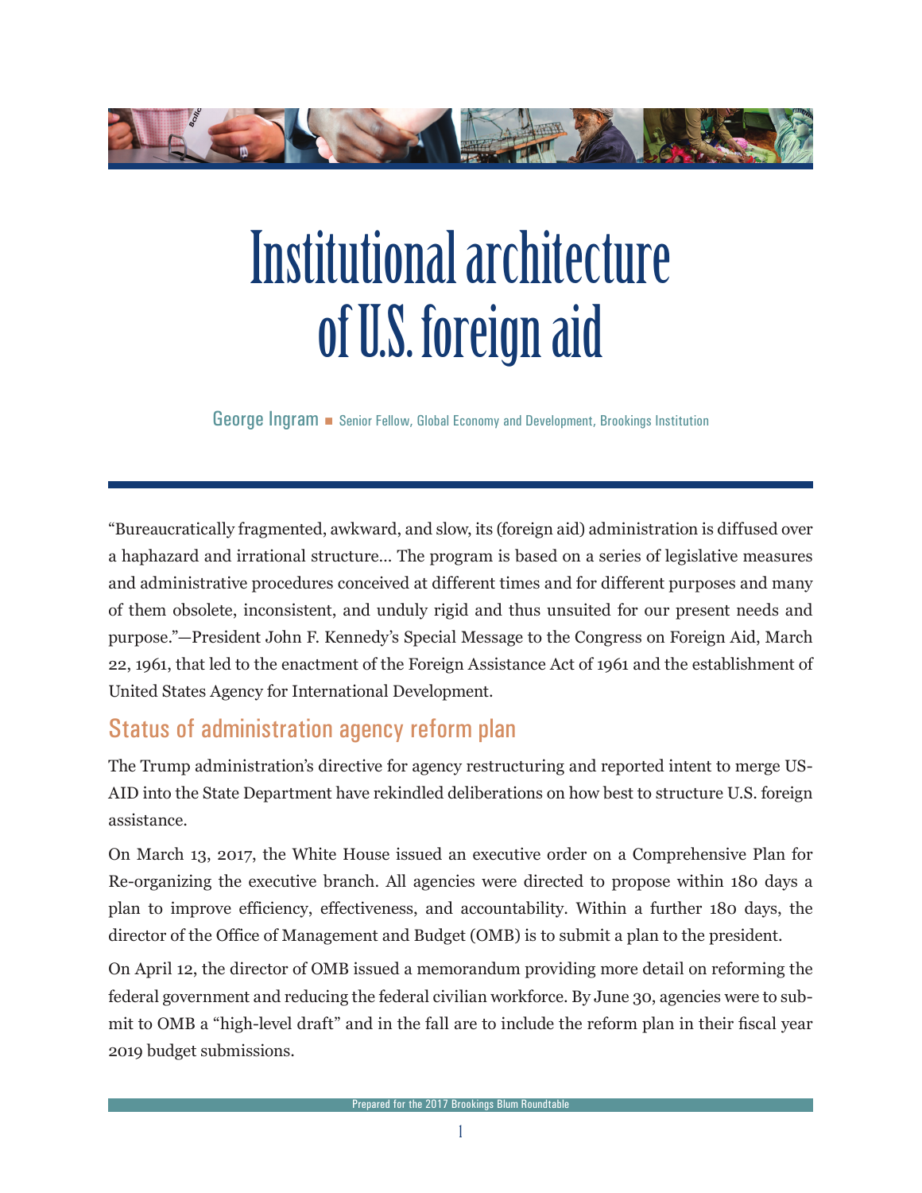# Institutional architecture of U.S. foreign aid

George Ingram ■ Senior Fellow, Global Economy and Development, Brookings Institution

"Bureaucratically fragmented, awkward, and slow, its (foreign aid) administration is diffused over a haphazard and irrational structure… The program is based on a series of legislative measures and administrative procedures conceived at different times and for different purposes and many of them obsolete, inconsistent, and unduly rigid and thus unsuited for our present needs and purpose."—President John F. Kennedy's Special Message to the Congress on Foreign Aid, March 22, 1961, that led to the enactment of the Foreign Assistance Act of 1961 and the establishment of United States Agency for International Development.

## Status of administration agency reform plan

The Trump administration's directive for agency restructuring and reported intent to merge USAID into the State Department have rekindled deliberations on how best to structure U.S. foreign assistance.

On March 13, 2017, the White House issued an executive order on a Comprehensive Plan for Re-organizing the executive branch. All agencies were directed to propose within 180 days a plan to improve efficiency, effectiveness, and accountability. Within a further 180 days, the director of the Office of Management and Budget (OMB) is to submit a plan to the president.

On April 12, the director of OMB issued a memorandum providing more detail on reforming the federal government and reducing the federal civilian workforce. By June 30, agencies were to submit to OMB a "high-level draft" and in the fall are to include the reform plan in their fiscal year 2019 budget submissions.

Prepared for the 2017 Brookings Blum Roundtable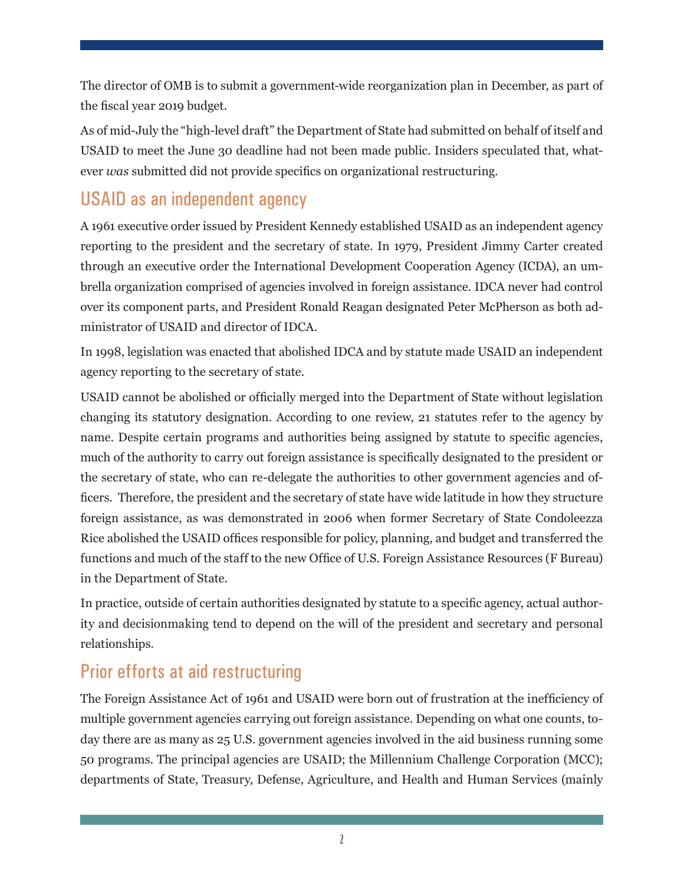The director of OMB is to submit a government-wide reorganization plan in December, as part of the fiscal year 2019 budget.

As of mid-July the "high-level draft" the Department of State had submitted on behalf of itself and USAID to meet the June 30 deadline had not been made public. Insiders speculated that, whatever *was* submitted did not provide specifics on organizational restructuring.

## USAID as an independent agency

A 1961 executive order issued by President Kennedy established USAID as an independent agency reporting to the president and the secretary of state. In 1979, President Jimmy Carter created through an executive order the International Development Cooperation Agency (ICDA), an umbrella organization comprised of agencies involved in foreign assistance. IDCA never had control over its component parts, and President Ronald Reagan designated Peter McPherson as both administrator of USAID and director of IDCA.

In 1998, legislation was enacted that abolished IDCA and by statute made USAID an independent agency reporting to the secretary of state.

USAID cannot be abolished or officially merged into the Department of State without legislation changing its statutory designation. According to one review, 21 statutes refer to the agency by name. Despite certain programs and authorities being assigned by statute to specific agencies, much of the authority to carry out foreign assistance is specifically designated to the president or the secretary of state, who can re-delegate the authorities to other government agencies and officers. Therefore, the president and the secretary of state have wide latitude in how they structure foreign assistance, as was demonstrated in 2006 when former Secretary of State Condoleezza Rice abolished the USAID offices responsible for policy, planning, and budget and transferred the functions and much of the staff to the new Office of U.S. Foreign Assistance Resources (F Bureau) in the Department of State.

In practice, outside of certain authorities designated by statute to a specific agency, actual authority and decisionmaking tend to depend on the will of the president and secretary and personal relationships.

## Prior efforts at aid restructuring

The Foreign Assistance Act of 1961 and USAID were born out of frustration at the inefficiency of multiple government agencies carrying out foreign assistance. Depending on what one counts, today there are as many as 25 U.S. government agencies involved in the aid business running some 50 programs. The principal agencies are USAID; the Millennium Challenge Corporation (MCC); departments of State, Treasury, Defense, Agriculture, and Health and Human Services (mainly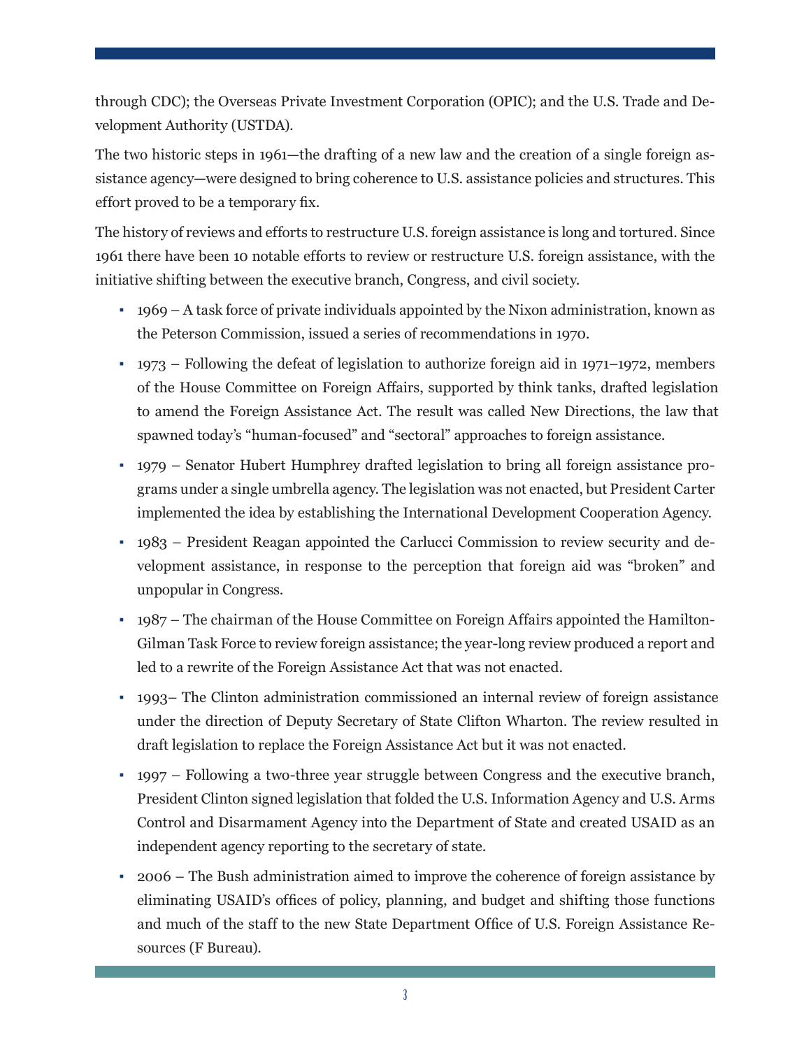through CDC); the Overseas Private Investment Corporation (OPIC); and the U.S. Trade and Development Authority (USTDA).

The two historic steps in 1961—the drafting of a new law and the creation of a single foreign assistance agency—were designed to bring coherence to U.S. assistance policies and structures. This effort proved to be a temporary fix.

The history of reviews and efforts to restructure U.S. foreign assistance is long and tortured. Since 1961 there have been 10 notable efforts to review or restructure U.S. foreign assistance, with the initiative shifting between the executive branch, Congress, and civil society.

- 1969 – A task force of private individuals appointed by the Nixon administration, known as the Peterson Commission, issued a series of recommendations in 1970.
- 1973 – Following the defeat of legislation to authorize foreign aid in 1971–1972, members of the House Committee on Foreign Affairs, supported by think tanks, drafted legislation to amend the Foreign Assistance Act. The result was called New Directions, the law that spawned today's "human-focused" and "sectoral" approaches to foreign assistance.
- 1979 – Senator Hubert Humphrey drafted legislation to bring all foreign assistance programs under a single umbrella agency. The legislation was not enacted, but President Carter implemented the idea by establishing the International Development Cooperation Agency.
- 1983 – President Reagan appointed the Carlucci Commission to review security and development assistance, in response to the perception that foreign aid was "broken" and unpopular in Congress.
- 1987 – The chairman of the House Committee on Foreign Affairs appointed the Hamilton-Gilman Task Force to review foreign assistance; the year-long review produced a report and led to a rewrite of the Foreign Assistance Act that was not enacted.
- 1993– The Clinton administration commissioned an internal review of foreign assistance under the direction of Deputy Secretary of State Clifton Wharton. The review resulted in draft legislation to replace the Foreign Assistance Act but it was not enacted.
- 1997 – Following a two-three year struggle between Congress and the executive branch, President Clinton signed legislation that folded the U.S. Information Agency and U.S. Arms Control and Disarmament Agency into the Department of State and created USAID as an independent agency reporting to the secretary of state.
- 2006 – The Bush administration aimed to improve the coherence of foreign assistance by eliminating USAID's offices of policy, planning, and budget and shifting those functions and much of the staff to the new State Department Office of U.S. Foreign Assistance Resources (F Bureau).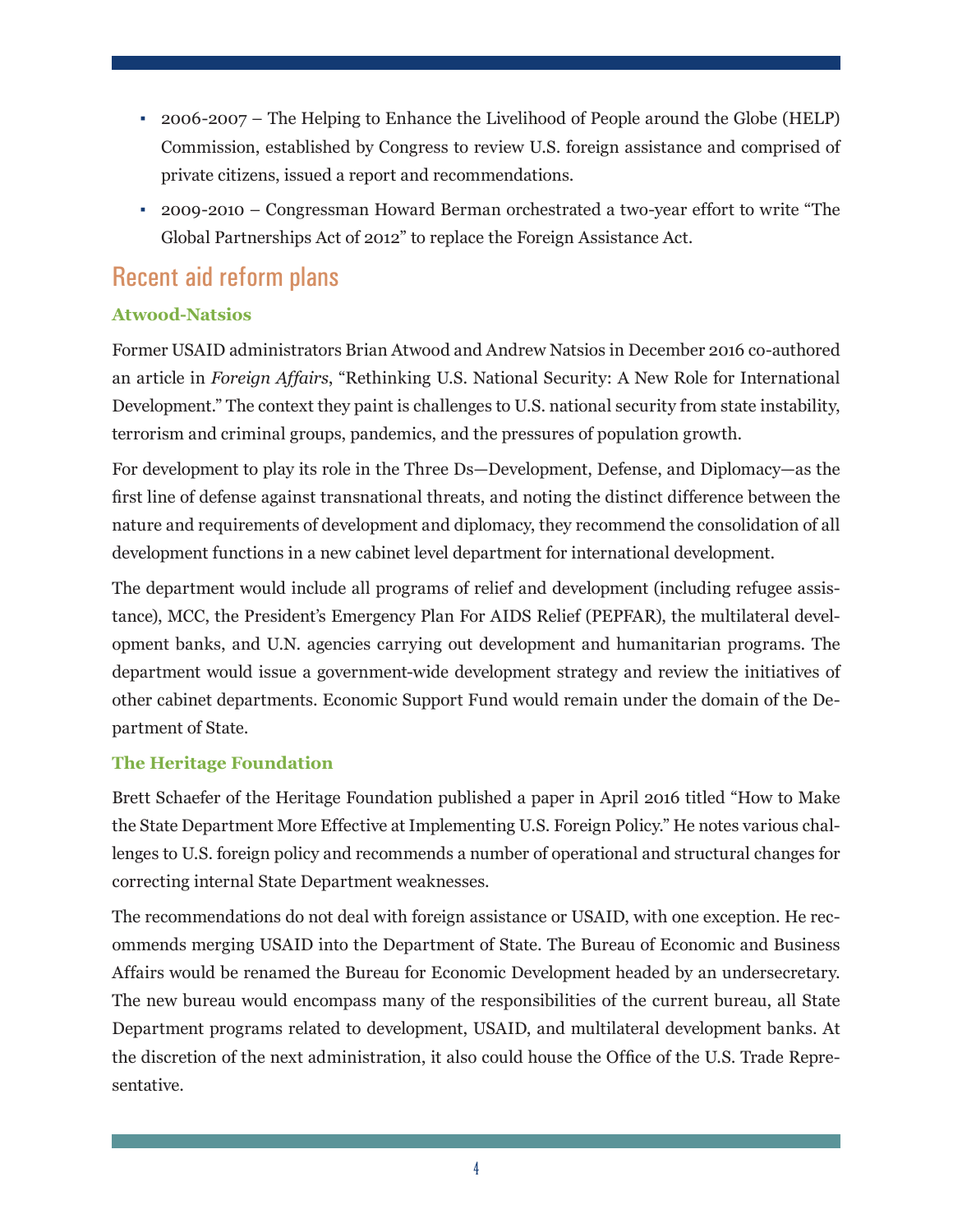- 2006-2007 – The Helping to Enhance the Livelihood of People around the Globe (HELP) Commission, established by Congress to review U.S. foreign assistance and comprised of private citizens, issued a report and recommendations.
- 2009-2010 – Congressman Howard Berman orchestrated a two-year effort to write "The Global Partnerships Act of 2012" to replace the Foreign Assistance Act.

## Recent aid reform plans

### Atwood-Natsios

Former USAID administrators Brian Atwood and Andrew Natsios in December 2016 co-authored an article in *Foreign Affairs*, "Rethinking U.S. National Security: A New Role for International Development." The context they paint is challenges to U.S. national security from state instability, terrorism and criminal groups, pandemics, and the pressures of population growth.

For development to play its role in the Three Ds—Development, Defense, and Diplomacy—as the first line of defense against transnational threats, and noting the distinct difference between the nature and requirements of development and diplomacy, they recommend the consolidation of all development functions in a new cabinet level department for international development.

The department would include all programs of relief and development (including refugee assistance), MCC, the President's Emergency Plan For AIDS Relief (PEPFAR), the multilateral development banks, and U.N. agencies carrying out development and humanitarian programs. The department would issue a government-wide development strategy and review the initiatives of other cabinet departments. Economic Support Fund would remain under the domain of the Department of State.

### The Heritage Foundation

Brett Schaefer of the Heritage Foundation published a paper in April 2016 titled "How to Make the State Department More Effective at Implementing U.S. Foreign Policy." He notes various challenges to U.S. foreign policy and recommends a number of operational and structural changes for correcting internal State Department weaknesses.

The recommendations do not deal with foreign assistance or USAID, with one exception. He recommends merging USAID into the Department of State. The Bureau of Economic and Business Affairs would be renamed the Bureau for Economic Development headed by an undersecretary. The new bureau would encompass many of the responsibilities of the current bureau, all State Department programs related to development, USAID, and multilateral development banks. At the discretion of the next administration, it also could house the Office of the U.S. Trade Representative.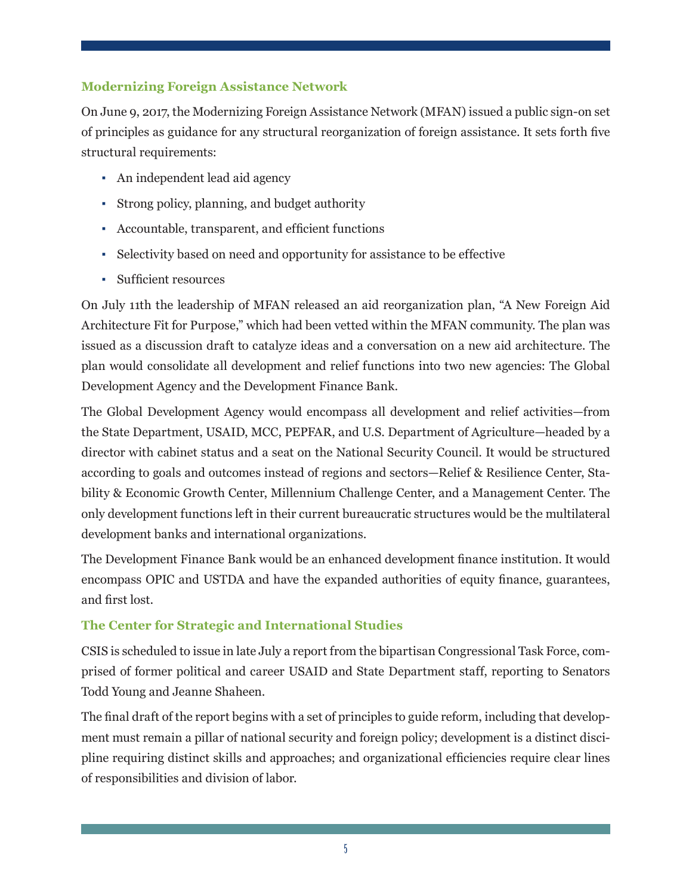### Modernizing Foreign Assistance Network

On June 9, 2017, the Modernizing Foreign Assistance Network (MFAN) issued a public sign-on set of principles as guidance for any structural reorganization of foreign assistance. It sets forth five structural requirements:

- An independent lead aid agency
- Strong policy, planning, and budget authority
- Accountable, transparent, and efficient functions
- Selectivity based on need and opportunity for assistance to be effective
- Sufficient resources

On July 11th the leadership of MFAN released an aid reorganization plan, "A New Foreign Aid Architecture Fit for Purpose," which had been vetted within the MFAN community. The plan was issued as a discussion draft to catalyze ideas and a conversation on a new aid architecture. The plan would consolidate all development and relief functions into two new agencies: The Global Development Agency and the Development Finance Bank.

The Global Development Agency would encompass all development and relief activities—from the State Department, USAID, MCC, PEPFAR, and U.S. Department of Agriculture—headed by a director with cabinet status and a seat on the National Security Council. It would be structured according to goals and outcomes instead of regions and sectors—Relief & Resilience Center, Stability & Economic Growth Center, Millennium Challenge Center, and a Management Center. The only development functions left in their current bureaucratic structures would be the multilateral development banks and international organizations.

The Development Finance Bank would be an enhanced development finance institution. It would encompass OPIC and USTDA and have the expanded authorities of equity finance, guarantees, and first lost.

### The Center for Strategic and International Studies

CSIS is scheduled to issue in late July a report from the bipartisan Congressional Task Force, comprised of former political and career USAID and State Department staff, reporting to Senators Todd Young and Jeanne Shaheen.

The final draft of the report begins with a set of principles to guide reform, including that development must remain a pillar of national security and foreign policy; development is a distinct discipline requiring distinct skills and approaches; and organizational efficiencies require clear lines of responsibilities and division of labor.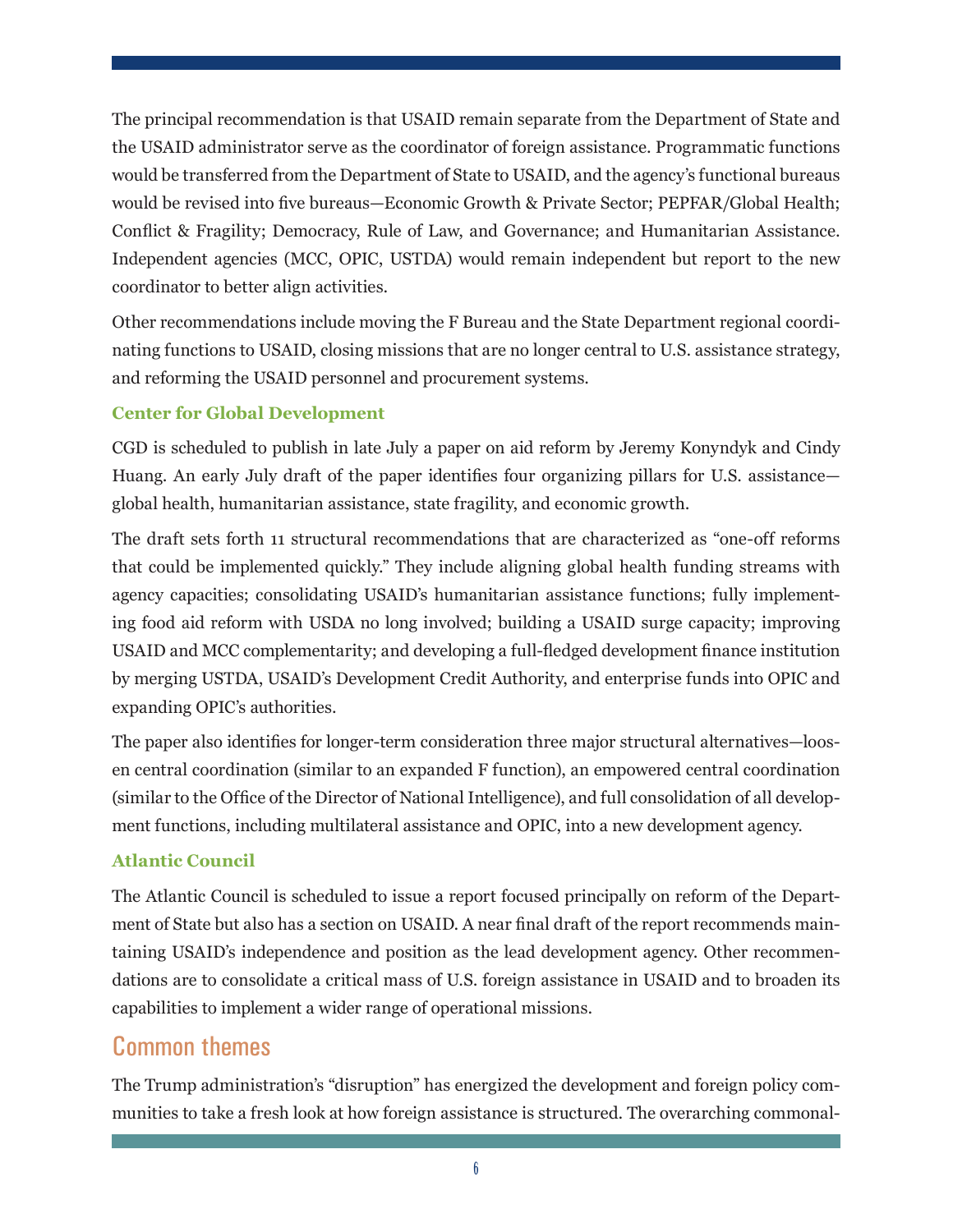The principal recommendation is that USAID remain separate from the Department of State and the USAID administrator serve as the coordinator of foreign assistance. Programmatic functions would be transferred from the Department of State to USAID, and the agency's functional bureaus would be revised into five bureaus—Economic Growth & Private Sector; PEPFAR/Global Health; Conflict & Fragility; Democracy, Rule of Law, and Governance; and Humanitarian Assistance. Independent agencies (MCC, OPIC, USTDA) would remain independent but report to the new coordinator to better align activities.

Other recommendations include moving the F Bureau and the State Department regional coordinating functions to USAID, closing missions that are no longer central to U.S. assistance strategy, and reforming the USAID personnel and procurement systems.

### Center for Global Development

CGD is scheduled to publish in late July a paper on aid reform by Jeremy Konyndyk and Cindy Huang. An early July draft of the paper identifies four organizing pillars for U.S. assistance—global health, humanitarian assistance, state fragility, and economic growth.

The draft sets forth 11 structural recommendations that are characterized as "one-off reforms that could be implemented quickly." They include aligning global health funding streams with agency capacities; consolidating USAID's humanitarian assistance functions; fully implementing food aid reform with USDA no long involved; building a USAID surge capacity; improving USAID and MCC complementarity; and developing a full-fledged development finance institution by merging USTDA, USAID's Development Credit Authority, and enterprise funds into OPIC and expanding OPIC's authorities.

The paper also identifies for longer-term consideration three major structural alternatives—loosen central coordination (similar to an expanded F function), an empowered central coordination (similar to the Office of the Director of National Intelligence), and full consolidation of all development functions, including multilateral assistance and OPIC, into a new development agency.

### Atlantic Council

The Atlantic Council is scheduled to issue a report focused principally on reform of the Department of State but also has a section on USAID. A near final draft of the report recommends maintaining USAID's independence and position as the lead development agency. Other recommendations are to consolidate a critical mass of U.S. foreign assistance in USAID and to broaden its capabilities to implement a wider range of operational missions.

## Common themes

The Trump administration's "disruption" has energized the development and foreign policy communities to take a fresh look at how foreign assistance is structured. The overarching commonal-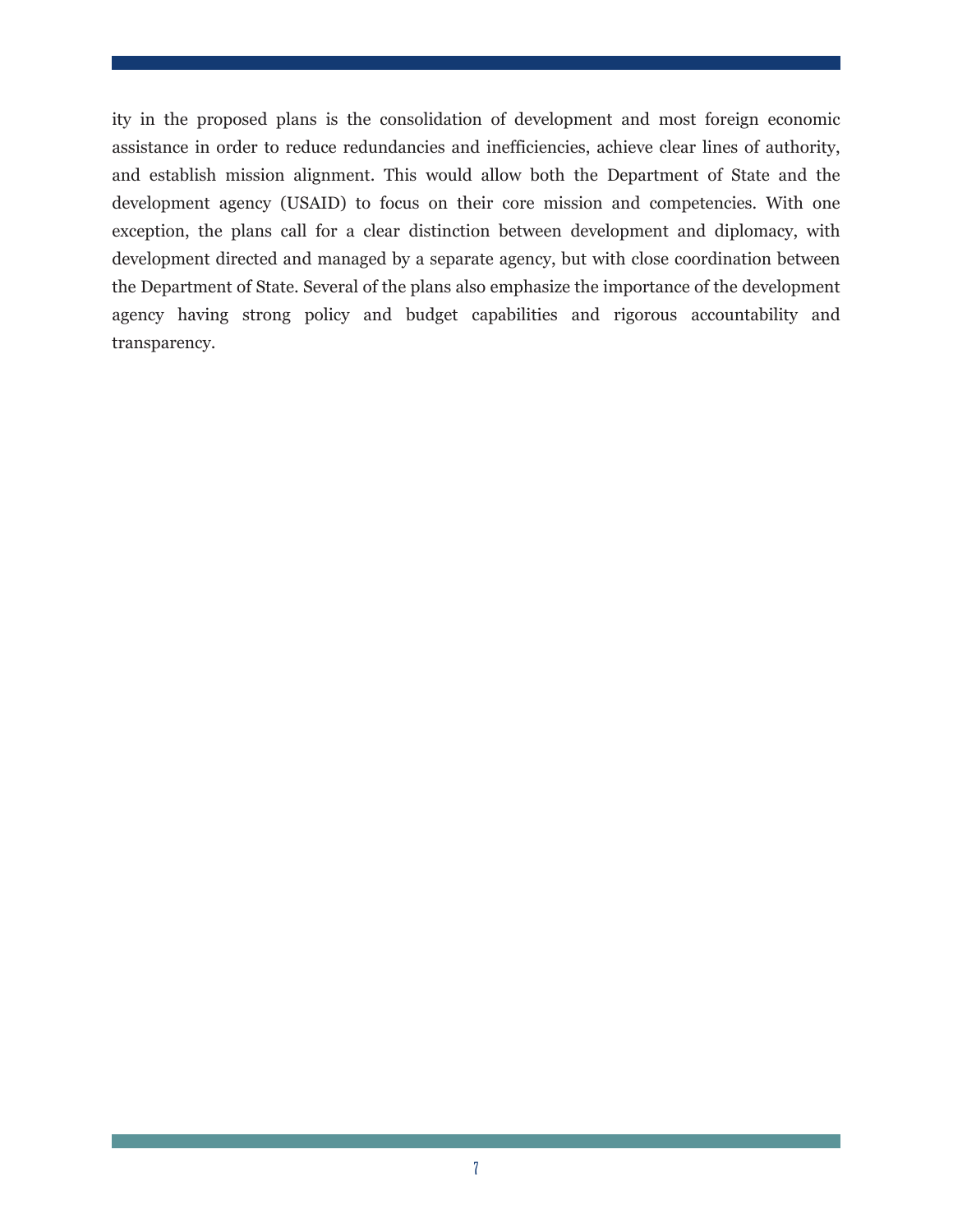ity in the proposed plans is the consolidation of development and most foreign economic assistance in order to reduce redundancies and inefficiencies, achieve clear lines of authority, and establish mission alignment. This would allow both the Department of State and the development agency (USAID) to focus on their core mission and competencies. With one exception, the plans call for a clear distinction between development and diplomacy, with development directed and managed by a separate agency, but with close coordination between the Department of State. Several of the plans also emphasize the importance of the development agency having strong policy and budget capabilities and rigorous accountability and transparency.